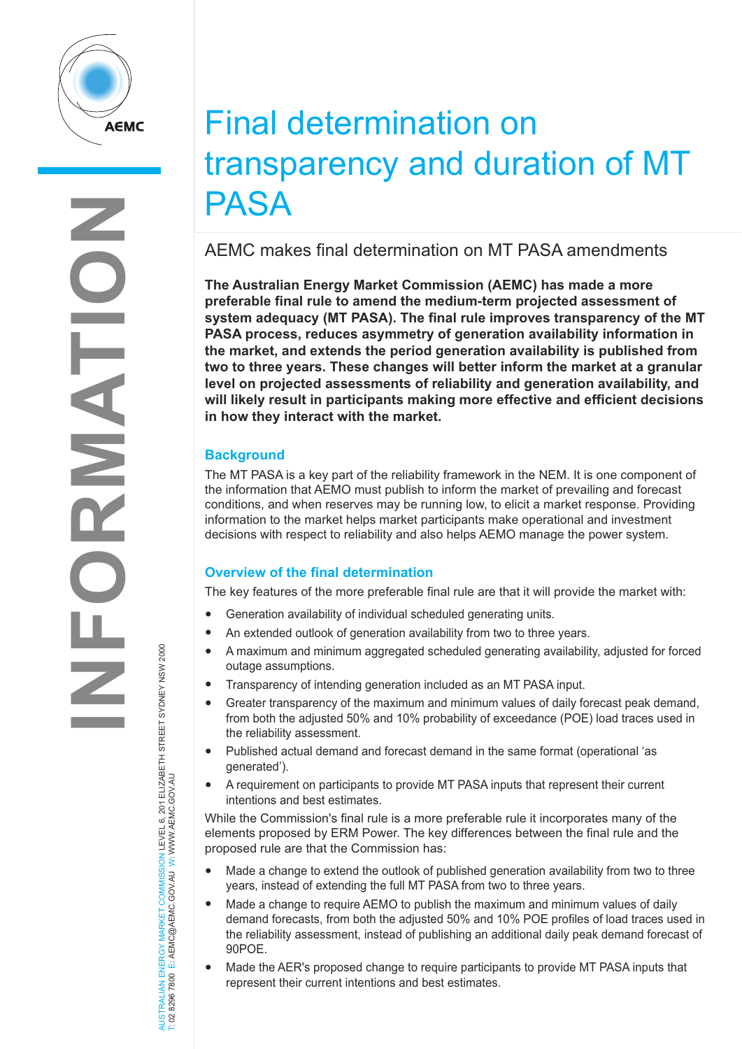// Sidebar: INFORMATION
// Contact: AUSTRALIAN ENERGY MARKET COMMISSION LEVEL 6, 201 ELIZABETH STREET SYDNEY NSW 2000 T: 02 8296 7800 E: AEMC@AEMC.GOV.AU W: WWW.AEMC.GOV.AU

# Final determination on transparency and duration of MT PASA

## AEMC makes final determination on MT PASA amendments

**The Australian Energy Market Commission (AEMC) has made a more preferable final rule to amend the medium-term projected assessment of system adequacy (MT PASA). The final rule improves transparency of the MT PASA process, reduces asymmetry of generation availability information in the market, and extends the period generation availability is published from two to three years. These changes will better inform the market at a granular level on projected assessments of reliability and generation availability, and will likely result in participants making more effective and efficient decisions in how they interact with the market.**

### Background

The MT PASA is a key part of the reliability framework in the NEM. It is one component of the information that AEMO must publish to inform the market of prevailing and forecast conditions, and when reserves may be running low, to elicit a market response. Providing information to the market helps market participants make operational and investment decisions with respect to reliability and also helps AEMO manage the power system.

### Overview of the final determination

The key features of the more preferable final rule are that it will provide the market with:

- Generation availability of individual scheduled generating units.
- An extended outlook of generation availability from two to three years.
- A maximum and minimum aggregated scheduled generating availability, adjusted for forced outage assumptions.
- Transparency of intending generation included as an MT PASA input.
- Greater transparency of the maximum and minimum values of daily forecast peak demand, from both the adjusted 50% and 10% probability of exceedance (POE) load traces used in the reliability assessment.
- Published actual demand and forecast demand in the same format (operational 'as generated').
- A requirement on participants to provide MT PASA inputs that represent their current intentions and best estimates.

While the Commission's final rule is a more preferable rule it incorporates many of the elements proposed by ERM Power. The key differences between the final rule and the proposed rule are that the Commission has:

- Made a change to extend the outlook of published generation availability from two to three years, instead of extending the full MT PASA from two to three years.
- Made a change to require AEMO to publish the maximum and minimum values of daily demand forecasts, from both the adjusted 50% and 10% POE profiles of load traces used in the reliability assessment, instead of publishing an additional daily peak demand forecast of 90POE.
- Made the AER's proposed change to require participants to provide MT PASA inputs that represent their current intentions and best estimates.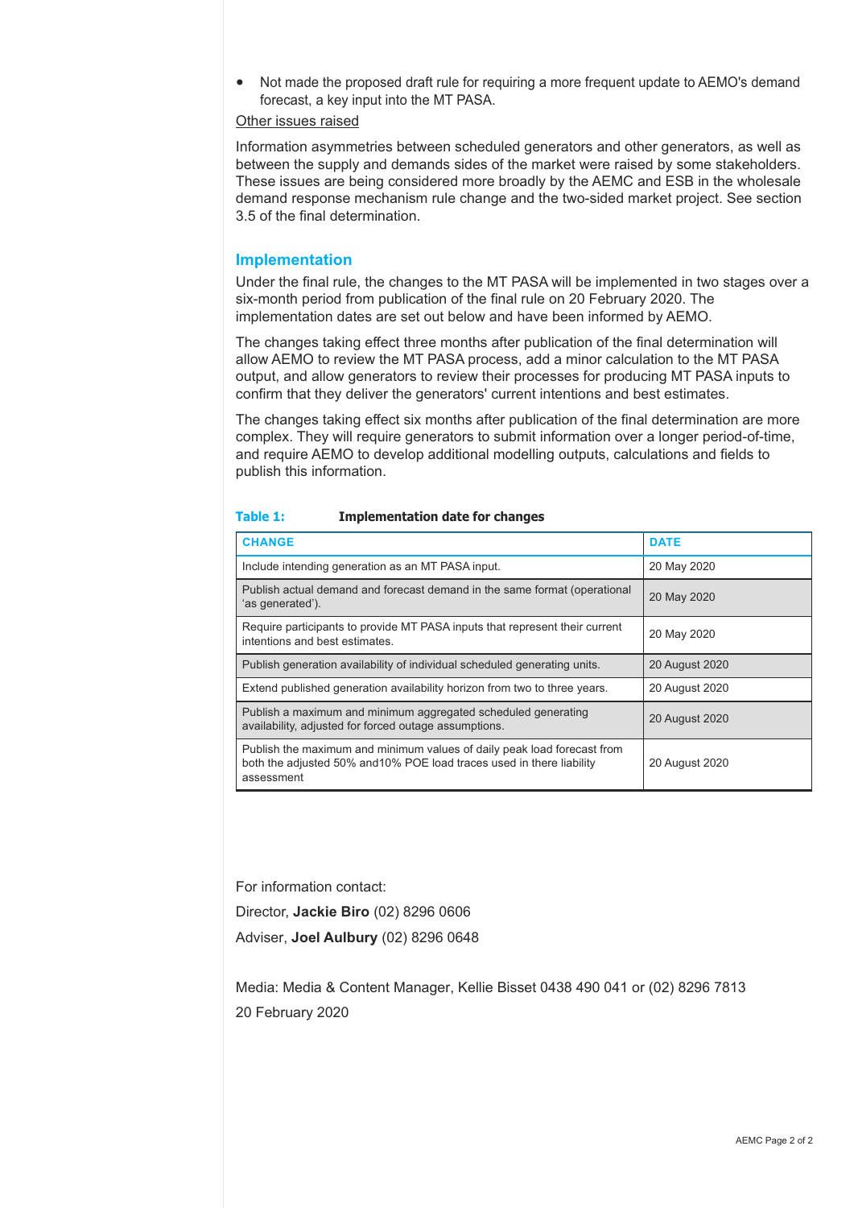- Not made the proposed draft rule for requiring a more frequent update to AEMO's demand forecast, a key input into the MT PASA.

Other issues raised

Information asymmetries between scheduled generators and other generators, as well as between the supply and demands sides of the market were raised by some stakeholders. These issues are being considered more broadly by the AEMC and ESB in the wholesale demand response mechanism rule change and the two-sided market project. See section 3.5 of the final determination.

## Implementation

Under the final rule, the changes to the MT PASA will be implemented in two stages over a six-month period from publication of the final rule on 20 February 2020. The implementation dates are set out below and have been informed by AEMO.

The changes taking effect three months after publication of the final determination will allow AEMO to review the MT PASA process, add a minor calculation to the MT PASA output, and allow generators to review their processes for producing MT PASA inputs to confirm that they deliver the generators' current intentions and best estimates.

The changes taking effect six months after publication of the final determination are more complex. They will require generators to submit information over a longer period-of-time, and require AEMO to develop additional modelling outputs, calculations and fields to publish this information.

**Table 1: Implementation date for changes**

| CHANGE | DATE |
|---|---|
| Include intending generation as an MT PASA input. | 20 May 2020 |
| Publish actual demand and forecast demand in the same format (operational 'as generated'). | 20 May 2020 |
| Require participants to provide MT PASA inputs that represent their current intentions and best estimates. | 20 May 2020 |
| Publish generation availability of individual scheduled generating units. | 20 August 2020 |
| Extend published generation availability horizon from two to three years. | 20 August 2020 |
| Publish a maximum and minimum aggregated scheduled generating availability, adjusted for forced outage assumptions. | 20 August 2020 |
| Publish the maximum and minimum values of daily peak load forecast from both the adjusted 50% and10% POE load traces used in there liability assessment | 20 August 2020 |

For information contact:

Director, **Jackie Biro** (02) 8296 0606

Adviser, **Joel Aulbury** (02) 8296 0648

Media: Media & Content Manager, Kellie Bisset 0438 490 041 or (02) 8296 7813

20 February 2020